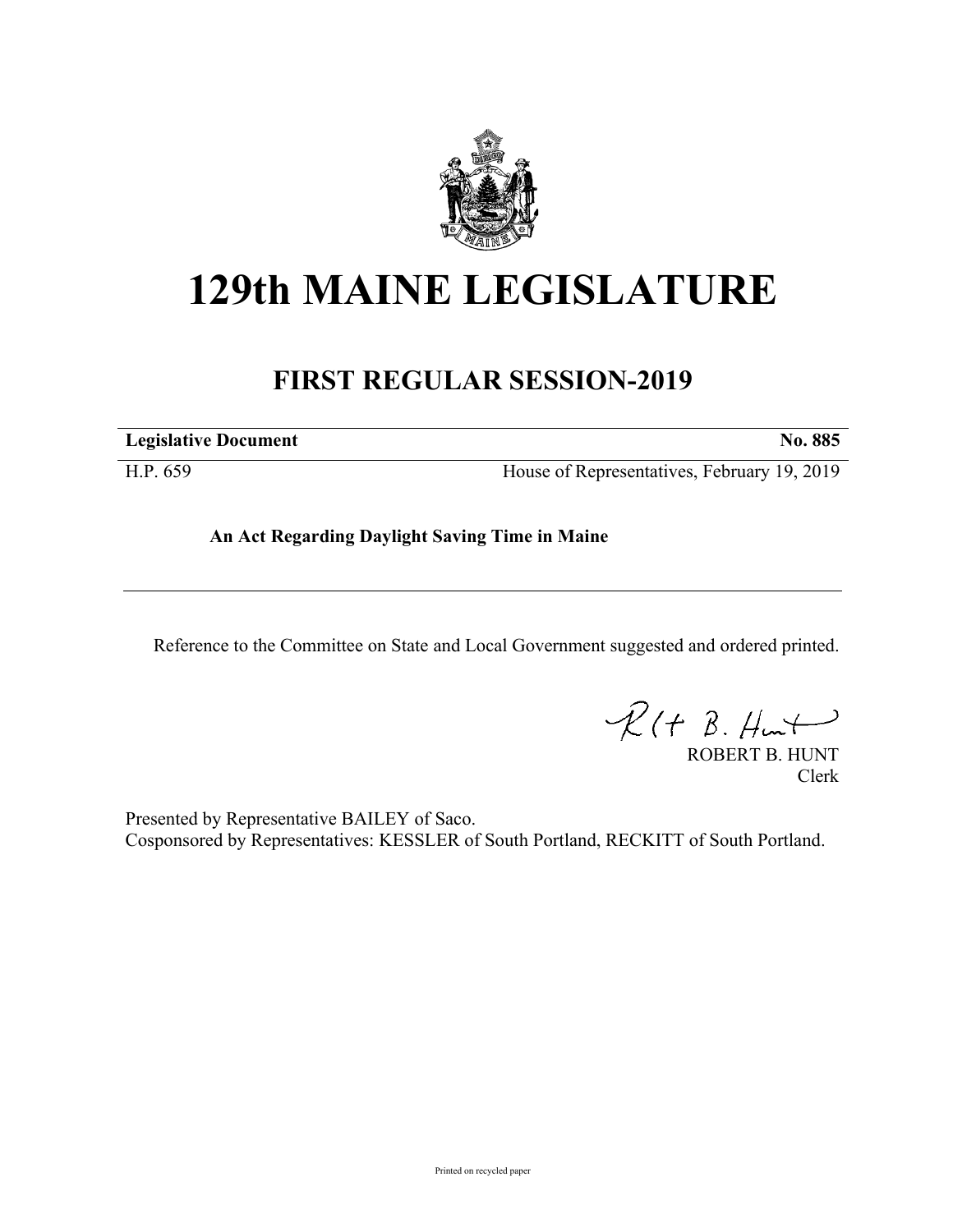# 129th MAINE LEGISLATURE

## FIRST REGULAR SESSION-2019

| **Legislative Document** | **No. 885** |
|---|---|
| H.P. 659 | House of Representatives, February 19, 2019 |

**An Act Regarding Daylight Saving Time in Maine**

---

Reference to the Committee on State and Local Government suggested and ordered printed.

ROBERT B. HUNT
Clerk

Presented by Representative BAILEY of Saco.
Cosponsored by Representatives: KESSLER of South Portland, RECKITT of South Portland.

Printed on recycled paper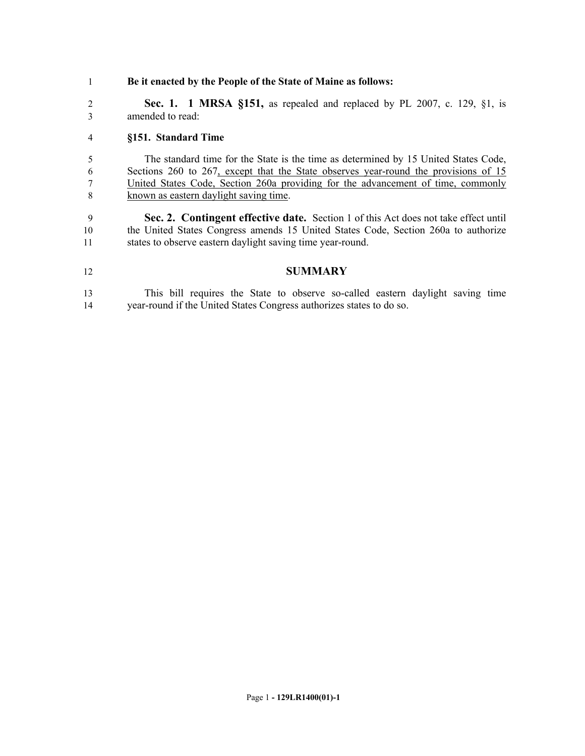**Be it enacted by the People of the State of Maine as follows:**

**Sec. 1. 1 MRSA §151,** as repealed and replaced by PL 2007, c. 129, §1, is amended to read:

**§151. Standard Time**

The standard time for the State is the time as determined by 15 United States Code, Sections 260 to 267, except that the State observes year-round the provisions of 15 United States Code, Section 260a providing for the advancement of time, commonly known as eastern daylight saving time.

**Sec. 2. Contingent effective date.** Section 1 of this Act does not take effect until the United States Congress amends 15 United States Code, Section 260a to authorize states to observe eastern daylight saving time year-round.

## SUMMARY

This bill requires the State to observe so-called eastern daylight saving time year-round if the United States Congress authorizes states to do so.